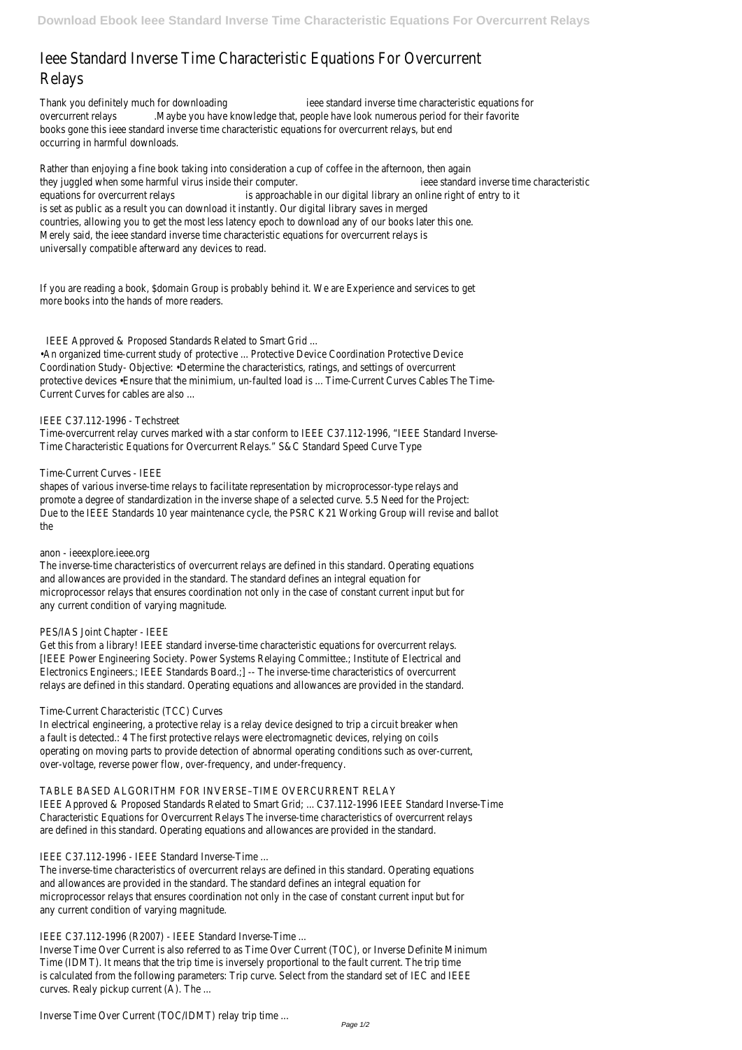# Ieee Standard Inverse Time Characteristic Equations For Overcurrent Relays

Thank you definitely much for downloading **ieee standard inverse time characteristic equations for overcurrent relays**.Maybe you have knowledge that, people have look numerous period for their favorite books gone this ieee standard inverse time characteristic equations for overcurrent relays, but end occurring in harmful downloads.

Rather than enjoying a fine book taking into consideration a cup of coffee in the afternoon, then again they juggled when some harmful virus inside their computer. **ieee standard inverse time characteristic equations for overcurrent relays** is approachable in our digital library an online right of entry to it is set as public as a result you can download it instantly. Our digital library saves in merged countries, allowing you to get the most less latency epoch to download any of our books later this one. Merely said, the ieee standard inverse time characteristic equations for overcurrent relays is universally compatible afterward any devices to read.

If you are reading a book, $domain Group is probably behind it. We are Experience and services to get more books into the hands of more readers.

## IEEE Approved & Proposed Standards Related to Smart Grid ...

•An organized time-current study of protective ... Protective Device Coordination Protective Device Coordination Study- Objective: •Determine the characteristics, ratings, and settings of overcurrent protective devices •Ensure that the minimium, un-faulted load is ... Time-Current Curves Cables The Time-Current Curves for cables are also ...

## IEEE C37.112-1996 - Techstreet

Time-overcurrent relay curves marked with a star conform to IEEE C37.112-1996, "IEEE Standard Inverse-Time Characteristic Equations for Overcurrent Relays." S&C Standard Speed Curve Type

## Time-Current Curves - IEEE

shapes of various inverse-time relays to facilitate representation by microprocessor-type relays and promote a degree of standardization in the inverse shape of a selected curve. 5.5 Need for the Project: Due to the IEEE Standards 10 year maintenance cycle, the PSRC K21 Working Group will revise and ballot the

## anon - ieeexplore.ieee.org

The inverse-time characteristics of overcurrent relays are defined in this standard. Operating equations and allowances are provided in the standard. The standard defines an integral equation for microprocessor relays that ensures coordination not only in the case of constant current input but for any current condition of varying magnitude.

## PES/IAS Joint Chapter - IEEE

Get this from a library! IEEE standard inverse-time characteristic equations for overcurrent relays. [IEEE Power Engineering Society. Power Systems Relaying Committee.; Institute of Electrical and Electronics Engineers.; IEEE Standards Board.;] -- The inverse-time characteristics of overcurrent relays are defined in this standard. Operating equations and allowances are provided in the standard.

## Time-Current Characteristic (TCC) Curves

In electrical engineering, a protective relay is a relay device designed to trip a circuit breaker when a fault is detected.: 4 The first protective relays were electromagnetic devices, relying on coils operating on moving parts to provide detection of abnormal operating conditions such as over-current, over-voltage, reverse power flow, over-frequency, and under-frequency.

## TABLE BASED ALGORITHM FOR INVERSE–TIME OVERCURRENT RELAY

IEEE Approved & Proposed Standards Related to Smart Grid; ... C37.112-1996 IEEE Standard Inverse-Time Characteristic Equations for Overcurrent Relays The inverse-time characteristics of overcurrent relays are defined in this standard. Operating equations and allowances are provided in the standard.

## IEEE C37.112-1996 - IEEE Standard Inverse-Time ...

The inverse-time characteristics of overcurrent relays are defined in this standard. Operating equations and allowances are provided in the standard. The standard defines an integral equation for microprocessor relays that ensures coordination not only in the case of constant current input but for any current condition of varying magnitude.

## IEEE C37.112-1996 (R2007) - IEEE Standard Inverse-Time ...

Inverse Time Over Current is also referred to as Time Over Current (TOC), or Inverse Definite Minimum Time (IDMT). It means that the trip time is inversely proportional to the fault current. The trip time is calculated from the following parameters: Trip curve. Select from the standard set of IEC and IEEE curves. Realy pickup current (A). The ...

## Inverse Time Over Current (TOC/IDMT) relay trip time ...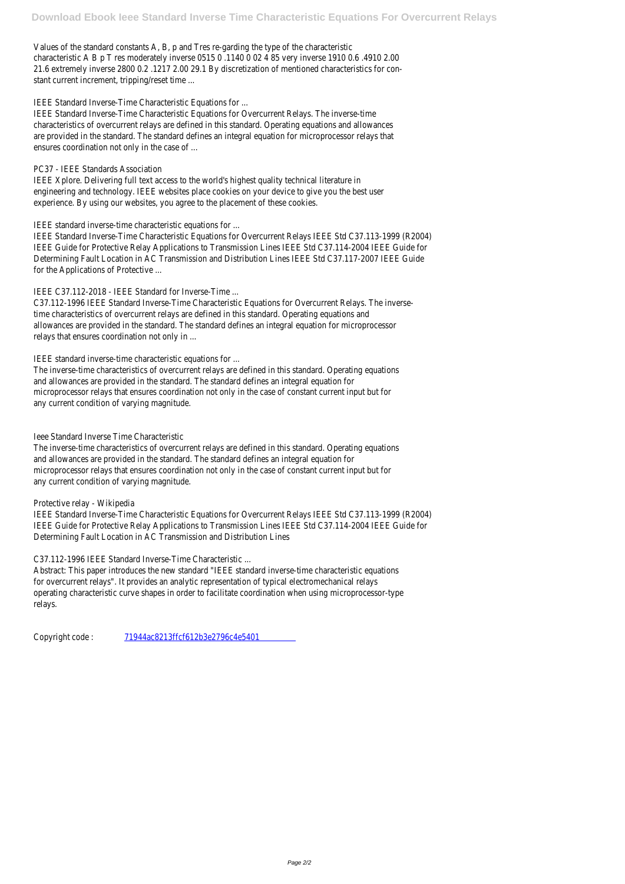Values of the standard constants A, B, p and Tres re-garding the type of the characteristic characteristic A B p T res moderately inverse 0515 0 .1140 0 02 4 85 very inverse 1910 0.6 .4910 2.00 21.6 extremely inverse 2800 0.2 .1217 2.00 29.1 By discretization of mentioned characteristics for con-stant current increment, tripping/reset time ...

IEEE Standard Inverse-Time Characteristic Equations for ...

IEEE Standard Inverse-Time Characteristic Equations for Overcurrent Relays. The inverse-time characteristics of overcurrent relays are defined in this standard. Operating equations and allowances are provided in the standard. The standard defines an integral equation for microprocessor relays that ensures coordination not only in the case of ...

PC37 - IEEE Standards Association

IEEE Xplore. Delivering full text access to the world's highest quality technical literature in engineering and technology. IEEE websites place cookies on your device to give you the best user experience. By using our websites, you agree to the placement of these cookies.

IEEE standard inverse-time characteristic equations for ...

IEEE Standard Inverse-Time Characteristic Equations for Overcurrent Relays IEEE Std C37.113-1999 (R2004) IEEE Guide for Protective Relay Applications to Transmission Lines IEEE Std C37.114-2004 IEEE Guide for Determining Fault Location in AC Transmission and Distribution Lines IEEE Std C37.117-2007 IEEE Guide for the Applications of Protective ...

IEEE C37.112-2018 - IEEE Standard for Inverse-Time ...

C37.112-1996 IEEE Standard Inverse-Time Characteristic Equations for Overcurrent Relays. The inverse-time characteristics of overcurrent relays are defined in this standard. Operating equations and allowances are provided in the standard. The standard defines an integral equation for microprocessor relays that ensures coordination not only in ...

IEEE standard inverse-time characteristic equations for ...

The inverse-time characteristics of overcurrent relays are defined in this standard. Operating equations and allowances are provided in the standard. The standard defines an integral equation for microprocessor relays that ensures coordination not only in the case of constant current input but for any current condition of varying magnitude.

Ieee Standard Inverse Time Characteristic

The inverse-time characteristics of overcurrent relays are defined in this standard. Operating equations and allowances are provided in the standard. The standard defines an integral equation for microprocessor relays that ensures coordination not only in the case of constant current input but for any current condition of varying magnitude.

Protective relay - Wikipedia

IEEE Standard Inverse-Time Characteristic Equations for Overcurrent Relays IEEE Std C37.113-1999 (R2004) IEEE Guide for Protective Relay Applications to Transmission Lines IEEE Std C37.114-2004 IEEE Guide for Determining Fault Location in AC Transmission and Distribution Lines

C37.112-1996 IEEE Standard Inverse-Time Characteristic ...

Abstract: This paper introduces the new standard "IEEE standard inverse-time characteristic equations for overcurrent relays". It provides an analytic representation of typical electromechanical relays operating characteristic curve shapes in order to facilitate coordination when using microprocessor-type relays.

Copyright code : 71944ac8213ffcf612b3e2796c4e5401